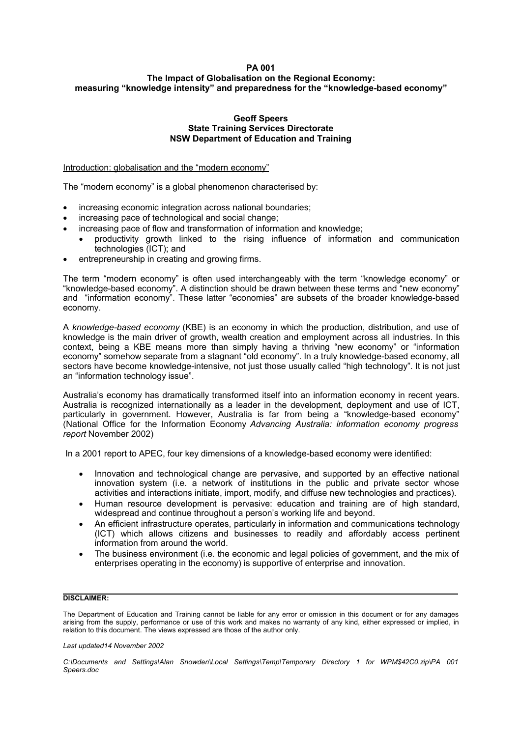**PA 001**

# The Impact of Globalisation on the Regional Economy: measuring "knowledge intensity" and preparedness for the "knowledge-based economy"

**Geoff Speers**
**State Training Services Directorate**
**NSW Department of Education and Training**

## Introduction: globalisation and the "modern economy"

The "modern economy" is a global phenomenon characterised by:

- increasing economic integration across national boundaries;
- increasing pace of technological and social change;
- increasing pace of flow and transformation of information and knowledge;
  - productivity growth linked to the rising influence of information and communication technologies (ICT); and
- entrepreneurship in creating and growing firms.

The term "modern economy" is often used interchangeably with the term "knowledge economy" or "knowledge-based economy". A distinction should be drawn between these terms and "new economy" and "information economy". These latter "economies" are subsets of the broader knowledge-based economy.

A *knowledge-based economy* (KBE) is an economy in which the production, distribution, and use of knowledge is the main driver of growth, wealth creation and employment across all industries. In this context, being a KBE means more than simply having a thriving "new economy" or "information economy" somehow separate from a stagnant "old economy". In a truly knowledge-based economy, all sectors have become knowledge-intensive, not just those usually called "high technology". It is not just an "information technology issue".

Australia's economy has dramatically transformed itself into an information economy in recent years. Australia is recognized internationally as a leader in the development, deployment and use of ICT, particularly in government. However, Australia is far from being a "knowledge-based economy" (National Office for the Information Economy *Advancing Australia: information economy progress report* November 2002)

In a 2001 report to APEC, four key dimensions of a knowledge-based economy were identified:

- Innovation and technological change are pervasive, and supported by an effective national innovation system (i.e. a network of institutions in the public and private sector whose activities and interactions initiate, import, modify, and diffuse new technologies and practices).
- Human resource development is pervasive: education and training are of high standard, widespread and continue throughout a person's working life and beyond.
- An efficient infrastructure operates, particularly in information and communications technology (ICT) which allows citizens and businesses to readily and affordably access pertinent information from around the world.
- The business environment (i.e. the economic and legal policies of government, and the mix of enterprises operating in the economy) is supportive of enterprise and innovation.

---

**DISCLAIMER:**

The Department of Education and Training cannot be liable for any error or omission in this document or for any damages arising from the supply, performance or use of this work and makes no warranty of any kind, either expressed or implied, in relation to this document. The views expressed are those of the author only.

*Last updated14 November 2002*

*C:\Documents and Settings\Alan Snowden\Local Settings\Temp\Temporary Directory 1 for WPM$42C0.zip\PA 001 Speers.doc*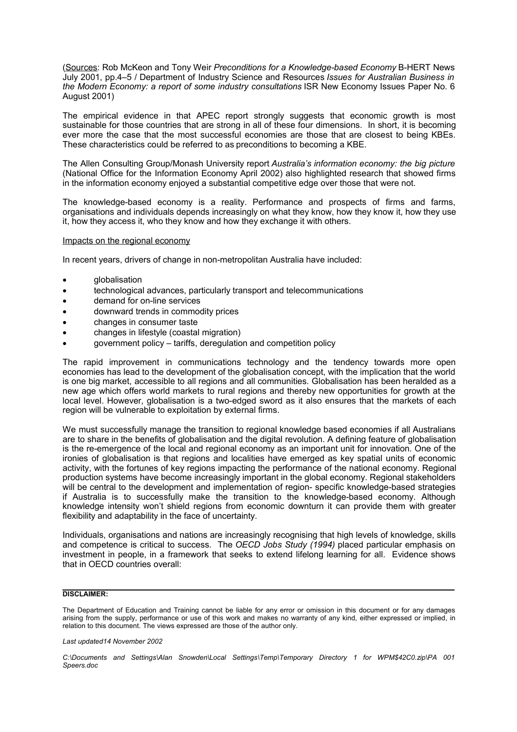(Sources: Rob McKeon and Tony Weir *Preconditions for a Knowledge-based Economy* B-HERT News July 2001, pp.4–5 / Department of Industry Science and Resources *Issues for Australian Business in the Modern Economy: a report of some industry consultations* ISR New Economy Issues Paper No. 6 August 2001)

The empirical evidence in that APEC report strongly suggests that economic growth is most sustainable for those countries that are strong in all of these four dimensions. In short, it is becoming ever more the case that the most successful economies are those that are closest to being KBEs. These characteristics could be referred to as preconditions to becoming a KBE.

The Allen Consulting Group/Monash University report *Australia's information economy: the big picture* (National Office for the Information Economy April 2002) also highlighted research that showed firms in the information economy enjoyed a substantial competitive edge over those that were not.

The knowledge-based economy is a reality. Performance and prospects of firms and farms, organisations and individuals depends increasingly on what they know, how they know it, how they use it, how they access it, who they know and how they exchange it with others.

Impacts on the regional economy

In recent years, drivers of change in non-metropolitan Australia have included:

- globalisation
- technological advances, particularly transport and telecommunications
- demand for on-line services
- downward trends in commodity prices
- changes in consumer taste
- changes in lifestyle (coastal migration)
- government policy – tariffs, deregulation and competition policy

The rapid improvement in communications technology and the tendency towards more open economies has lead to the development of the globalisation concept, with the implication that the world is one big market, accessible to all regions and all communities. Globalisation has been heralded as a new age which offers world markets to rural regions and thereby new opportunities for growth at the local level. However, globalisation is a two-edged sword as it also ensures that the markets of each region will be vulnerable to exploitation by external firms.

We must successfully manage the transition to regional knowledge based economies if all Australians are to share in the benefits of globalisation and the digital revolution. A defining feature of globalisation is the re-emergence of the local and regional economy as an important unit for innovation. One of the ironies of globalisation is that regions and localities have emerged as key spatial units of economic activity, with the fortunes of key regions impacting the performance of the national economy. Regional production systems have become increasingly important in the global economy. Regional stakeholders will be central to the development and implementation of region- specific knowledge-based strategies if Australia is to successfully make the transition to the knowledge-based economy. Although knowledge intensity won't shield regions from economic downturn it can provide them with greater flexibility and adaptability in the face of uncertainty.

Individuals, organisations and nations are increasingly recognising that high levels of knowledge, skills and competence is critical to success. The *OECD Jobs Study (1994)* placed particular emphasis on investment in people, in a framework that seeks to extend lifelong learning for all. Evidence shows that in OECD countries overall: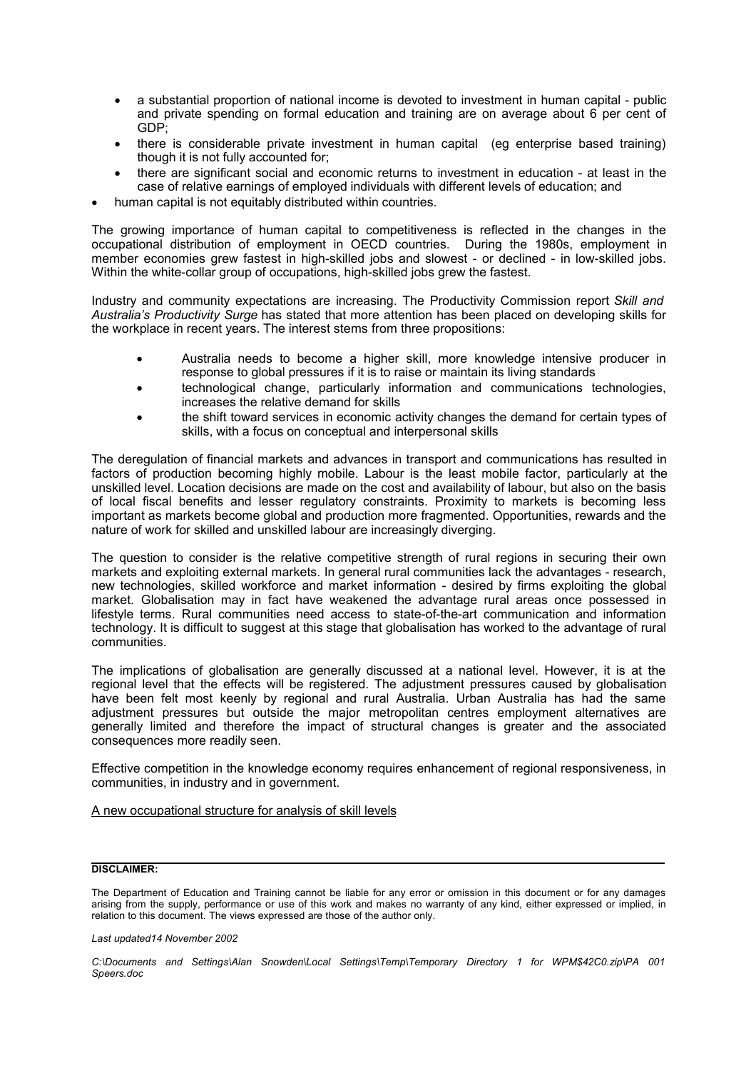- a substantial proportion of national income is devoted to investment in human capital - public and private spending on formal education and training are on average about 6 per cent of GDP;
- there is considerable private investment in human capital (eg enterprise based training) though it is not fully accounted for;
- there are significant social and economic returns to investment in education - at least in the case of relative earnings of employed individuals with different levels of education; and
- human capital is not equitably distributed within countries.

The growing importance of human capital to competitiveness is reflected in the changes in the occupational distribution of employment in OECD countries. During the 1980s, employment in member economies grew fastest in high-skilled jobs and slowest - or declined - in low-skilled jobs. Within the white-collar group of occupations, high-skilled jobs grew the fastest.

Industry and community expectations are increasing. The Productivity Commission report *Skill and Australia's Productivity Surge* has stated that more attention has been placed on developing skills for the workplace in recent years. The interest stems from three propositions:

- Australia needs to become a higher skill, more knowledge intensive producer in response to global pressures if it is to raise or maintain its living standards
- technological change, particularly information and communications technologies, increases the relative demand for skills
- the shift toward services in economic activity changes the demand for certain types of skills, with a focus on conceptual and interpersonal skills

The deregulation of financial markets and advances in transport and communications has resulted in factors of production becoming highly mobile. Labour is the least mobile factor, particularly at the unskilled level. Location decisions are made on the cost and availability of labour, but also on the basis of local fiscal benefits and lesser regulatory constraints. Proximity to markets is becoming less important as markets become global and production more fragmented. Opportunities, rewards and the nature of work for skilled and unskilled labour are increasingly diverging.

The question to consider is the relative competitive strength of rural regions in securing their own markets and exploiting external markets. In general rural communities lack the advantages - research, new technologies, skilled workforce and market information - desired by firms exploiting the global market. Globalisation may in fact have weakened the advantage rural areas once possessed in lifestyle terms. Rural communities need access to state-of-the-art communication and information technology. It is difficult to suggest at this stage that globalisation has worked to the advantage of rural communities.

The implications of globalisation are generally discussed at a national level. However, it is at the regional level that the effects will be registered. The adjustment pressures caused by globalisation have been felt most keenly by regional and rural Australia. Urban Australia has had the same adjustment pressures but outside the major metropolitan centres employment alternatives are generally limited and therefore the impact of structural changes is greater and the associated consequences more readily seen.

Effective competition in the knowledge economy requires enhancement of regional responsiveness, in communities, in industry and in government.

<u>A new occupational structure for analysis of skill levels</u>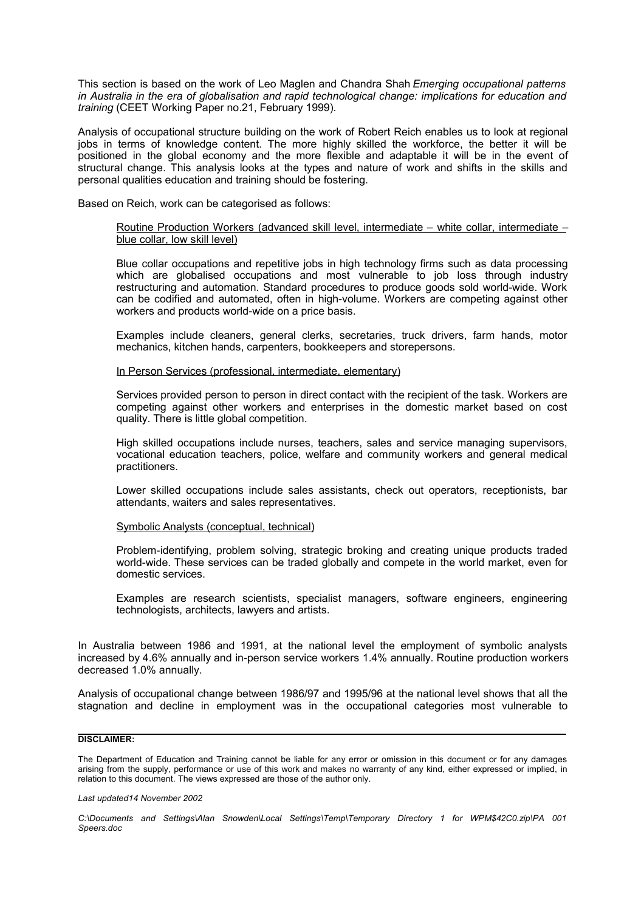This section is based on the work of Leo Maglen and Chandra Shah *Emerging occupational patterns in Australia in the era of globalisation and rapid technological change: implications for education and training* (CEET Working Paper no.21, February 1999).

Analysis of occupational structure building on the work of Robert Reich enables us to look at regional jobs in terms of knowledge content. The more highly skilled the workforce, the better it will be positioned in the global economy and the more flexible and adaptable it will be in the event of structural change. This analysis looks at the types and nature of work and shifts in the skills and personal qualities education and training should be fostering.

Based on Reich, work can be categorised as follows:

> <u>Routine Production Workers (advanced skill level, intermediate – white collar, intermediate – blue collar, low skill level)</u>
>
> Blue collar occupations and repetitive jobs in high technology firms such as data processing which are globalised occupations and most vulnerable to job loss through industry restructuring and automation. Standard procedures to produce goods sold world-wide. Work can be codified and automated, often in high-volume. Workers are competing against other workers and products world-wide on a price basis.
>
> Examples include cleaners, general clerks, secretaries, truck drivers, farm hands, motor mechanics, kitchen hands, carpenters, bookkeepers and storepersons.
>
> <u>In Person Services (professional, intermediate, elementary)</u>
>
> Services provided person to person in direct contact with the recipient of the task. Workers are competing against other workers and enterprises in the domestic market based on cost quality. There is little global competition.
>
> High skilled occupations include nurses, teachers, sales and service managing supervisors, vocational education teachers, police, welfare and community workers and general medical practitioners.
>
> Lower skilled occupations include sales assistants, check out operators, receptionists, bar attendants, waiters and sales representatives.
>
> <u>Symbolic Analysts (conceptual, technical)</u>
>
> Problem-identifying, problem solving, strategic broking and creating unique products traded world-wide. These services can be traded globally and compete in the world market, even for domestic services.
>
> Examples are research scientists, specialist managers, software engineers, engineering technologists, architects, lawyers and artists.

In Australia between 1986 and 1991, at the national level the employment of symbolic analysts increased by 4.6% annually and in-person service workers 1.4% annually. Routine production workers decreased 1.0% annually.

Analysis of occupational change between 1986/97 and 1995/96 at the national level shows that all the stagnation and decline in employment was in the occupational categories most vulnerable to

**DISCLAIMER:**

The Department of Education and Training cannot be liable for any error or omission in this document or for any damages arising from the supply, performance or use of this work and makes no warranty of any kind, either expressed or implied, in relation to this document. The views expressed are those of the author only.

*Last updated14 November 2002*

*C:\Documents and Settings\Alan Snowden\Local Settings\Temp\Temporary Directory 1 for WPM$42C0.zip\PA 001 Speers.doc*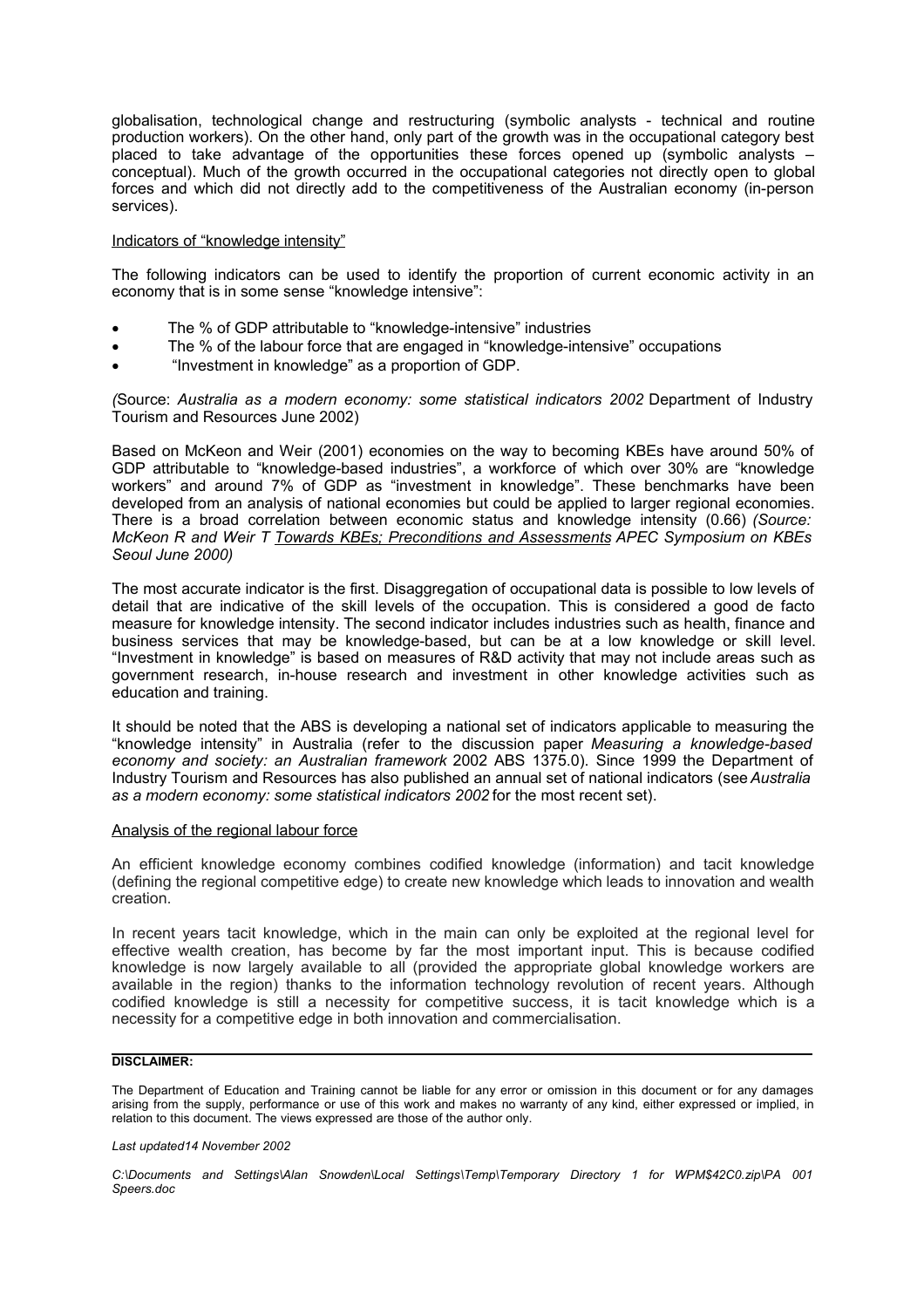globalisation, technological change and restructuring (symbolic analysts - technical and routine production workers). On the other hand, only part of the growth was in the occupational category best placed to take advantage of the opportunities these forces opened up (symbolic analysts – conceptual). Much of the growth occurred in the occupational categories not directly open to global forces and which did not directly add to the competitiveness of the Australian economy (in-person services).

Indicators of "knowledge intensity"

The following indicators can be used to identify the proportion of current economic activity in an economy that is in some sense "knowledge intensive":

- The % of GDP attributable to "knowledge-intensive" industries
- The % of the labour force that are engaged in "knowledge-intensive" occupations
- "Investment in knowledge" as a proportion of GDP.

*(*Source: *Australia as a modern economy: some statistical indicators 2002* Department of Industry Tourism and Resources June 2002)

Based on McKeon and Weir (2001) economies on the way to becoming KBEs have around 50% of GDP attributable to "knowledge-based industries", a workforce of which over 30% are "knowledge workers" and around 7% of GDP as "investment in knowledge". These benchmarks have been developed from an analysis of national economies but could be applied to larger regional economies. There is a broad correlation between economic status and knowledge intensity (0.66) *(Source: McKeon R and Weir T Towards KBEs; Preconditions and Assessments APEC Symposium on KBEs Seoul June 2000)*

The most accurate indicator is the first. Disaggregation of occupational data is possible to low levels of detail that are indicative of the skill levels of the occupation. This is considered a good de facto measure for knowledge intensity. The second indicator includes industries such as health, finance and business services that may be knowledge-based, but can be at a low knowledge or skill level. "Investment in knowledge" is based on measures of R&D activity that may not include areas such as government research, in-house research and investment in other knowledge activities such as education and training.

It should be noted that the ABS is developing a national set of indicators applicable to measuring the "knowledge intensity" in Australia (refer to the discussion paper *Measuring a knowledge-based economy and society: an Australian framework* 2002 ABS 1375.0). Since 1999 the Department of Industry Tourism and Resources has also published an annual set of national indicators (see *Australia as a modern economy: some statistical indicators 2002* for the most recent set).

Analysis of the regional labour force

An efficient knowledge economy combines codified knowledge (information) and tacit knowledge (defining the regional competitive edge) to create new knowledge which leads to innovation and wealth creation.

In recent years tacit knowledge, which in the main can only be exploited at the regional level for effective wealth creation, has become by far the most important input. This is because codified knowledge is now largely available to all (provided the appropriate global knowledge workers are available in the region) thanks to the information technology revolution of recent years. Although codified knowledge is still a necessity for competitive success, it is tacit knowledge which is a necessity for a competitive edge in both innovation and commercialisation.

**DISCLAIMER:**

The Department of Education and Training cannot be liable for any error or omission in this document or for any damages arising from the supply, performance or use of this work and makes no warranty of any kind, either expressed or implied, in relation to this document. The views expressed are those of the author only.

*Last updated14 November 2002*

*C:\Documents and Settings\Alan Snowden\Local Settings\Temp\Temporary Directory 1 for WPM$42C0.zip\PA 001 Speers.doc*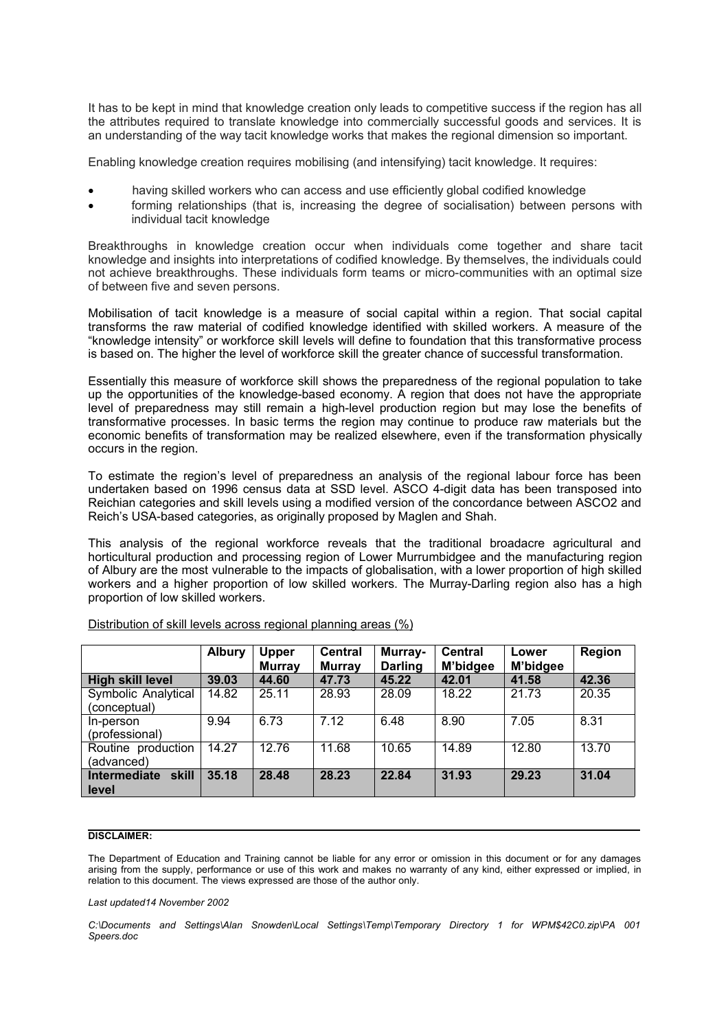It has to be kept in mind that knowledge creation only leads to competitive success if the region has all the attributes required to translate knowledge into commercially successful goods and services. It is an understanding of the way tacit knowledge works that makes the regional dimension so important.

Enabling knowledge creation requires mobilising (and intensifying) tacit knowledge. It requires:

- having skilled workers who can access and use efficiently global codified knowledge
- forming relationships (that is, increasing the degree of socialisation) between persons with individual tacit knowledge

Breakthroughs in knowledge creation occur when individuals come together and share tacit knowledge and insights into interpretations of codified knowledge. By themselves, the individuals could not achieve breakthroughs. These individuals form teams or micro-communities with an optimal size of between five and seven persons.

Mobilisation of tacit knowledge is a measure of social capital within a region. That social capital transforms the raw material of codified knowledge identified with skilled workers. A measure of the "knowledge intensity" or workforce skill levels will define to foundation that this transformative process is based on. The higher the level of workforce skill the greater chance of successful transformation.

Essentially this measure of workforce skill shows the preparedness of the regional population to take up the opportunities of the knowledge-based economy. A region that does not have the appropriate level of preparedness may still remain a high-level production region but may lose the benefits of transformative processes. In basic terms the region may continue to produce raw materials but the economic benefits of transformation may be realized elsewhere, even if the transformation physically occurs in the region.

To estimate the region's level of preparedness an analysis of the regional labour force has been undertaken based on 1996 census data at SSD level. ASCO 4-digit data has been transposed into Reichian categories and skill levels using a modified version of the concordance between ASCO2 and Reich's USA-based categories, as originally proposed by Maglen and Shah.

This analysis of the regional workforce reveals that the traditional broadacre agricultural and horticultural production and processing region of Lower Murrumbidgee and the manufacturing region of Albury are the most vulnerable to the impacts of globalisation, with a lower proportion of high skilled workers and a higher proportion of low skilled workers. The Murray-Darling region also has a high proportion of low skilled workers.

Distribution of skill levels across regional planning areas (%)

| | Albury | Upper Murray | Central Murray | Murray-Darling | Central M'bidgee | Lower M'bidgee | Region |
|---|---|---|---|---|---|---|---|
| **High skill level** | **39.03** | **44.60** | **47.73** | **45.22** | **42.01** | **41.58** | **42.36** |
| Symbolic Analytical (conceptual) | 14.82 | 25.11 | 28.93 | 28.09 | 18.22 | 21.73 | 20.35 |
| In-person (professional) | 9.94 | 6.73 | 7.12 | 6.48 | 8.90 | 7.05 | 8.31 |
| Routine production (advanced) | 14.27 | 12.76 | 11.68 | 10.65 | 14.89 | 12.80 | 13.70 |
| **Intermediate skill level** | **35.18** | **28.48** | **28.23** | **22.84** | **31.93** | **29.23** | **31.04** |

**DISCLAIMER:**

The Department of Education and Training cannot be liable for any error or omission in this document or for any damages arising from the supply, performance or use of this work and makes no warranty of any kind, either expressed or implied, in relation to this document. The views expressed are those of the author only.

*Last updated14 November 2002*

*C:\Documents and Settings\Alan Snowden\Local Settings\Temp\Temporary Directory 1 for WPM$42C0.zip\PA 001 Speers.doc*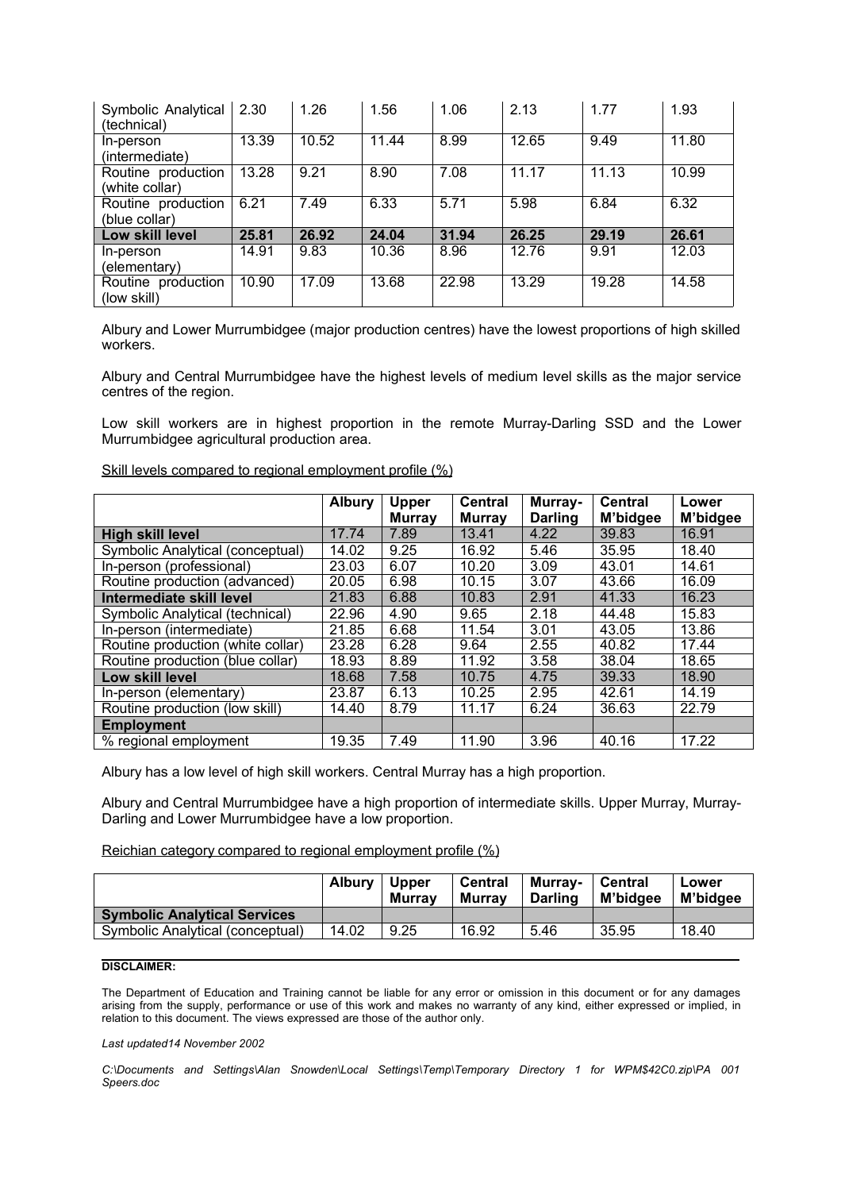| | | | | | | | |
|---|---|---|---|---|---|---|---|
| Symbolic Analytical (technical) | 2.30 | 1.26 | 1.56 | 1.06 | 2.13 | 1.77 | 1.93 |
| In-person (intermediate) | 13.39 | 10.52 | 11.44 | 8.99 | 12.65 | 9.49 | 11.80 |
| Routine production (white collar) | 13.28 | 9.21 | 8.90 | 7.08 | 11.17 | 11.13 | 10.99 |
| Routine production (blue collar) | 6.21 | 7.49 | 6.33 | 5.71 | 5.98 | 6.84 | 6.32 |
| **Low skill level** | **25.81** | **26.92** | **24.04** | **31.94** | **26.25** | **29.19** | **26.61** |
| In-person (elementary) | 14.91 | 9.83 | 10.36 | 8.96 | 12.76 | 9.91 | 12.03 |
| Routine production (low skill) | 10.90 | 17.09 | 13.68 | 22.98 | 13.29 | 19.28 | 14.58 |

Albury and Lower Murrumbidgee (major production centres) have the lowest proportions of high skilled workers.

Albury and Central Murrumbidgee have the highest levels of medium level skills as the major service centres of the region.

Low skill workers are in highest proportion in the remote Murray-Darling SSD and the Lower Murrumbidgee agricultural production area.

Skill levels compared to regional employment profile (%)

| | Albury | Upper Murray | Central Murray | Murray-Darling | Central M'bidgee | Lower M'bidgee |
|---|---|---|---|---|---|---|
| **High skill level** | 17.74 | 7.89 | 13.41 | 4.22 | 39.83 | 16.91 |
| Symbolic Analytical (conceptual) | 14.02 | 9.25 | 16.92 | 5.46 | 35.95 | 18.40 |
| In-person (professional) | 23.03 | 6.07 | 10.20 | 3.09 | 43.01 | 14.61 |
| Routine production (advanced) | 20.05 | 6.98 | 10.15 | 3.07 | 43.66 | 16.09 |
| **Intermediate skill level** | 21.83 | 6.88 | 10.83 | 2.91 | 41.33 | 16.23 |
| Symbolic Analytical (technical) | 22.96 | 4.90 | 9.65 | 2.18 | 44.48 | 15.83 |
| In-person (intermediate) | 21.85 | 6.68 | 11.54 | 3.01 | 43.05 | 13.86 |
| Routine production (white collar) | 23.28 | 6.28 | 9.64 | 2.55 | 40.82 | 17.44 |
| Routine production (blue collar) | 18.93 | 8.89 | 11.92 | 3.58 | 38.04 | 18.65 |
| **Low skill level** | 18.68 | 7.58 | 10.75 | 4.75 | 39.33 | 18.90 |
| In-person (elementary) | 23.87 | 6.13 | 10.25 | 2.95 | 42.61 | 14.19 |
| Routine production (low skill) | 14.40 | 8.79 | 11.17 | 6.24 | 36.63 | 22.79 |
| **Employment** | | | | | | |
| % regional employment | 19.35 | 7.49 | 11.90 | 3.96 | 40.16 | 17.22 |

Albury has a low level of high skill workers. Central Murray has a high proportion.

Albury and Central Murrumbidgee have a high proportion of intermediate skills. Upper Murray, Murray-Darling and Lower Murrumbidgee have a low proportion.

Reichian category compared to regional employment profile (%)

| | Albury | Upper Murray | Central Murray | Murray-Darling | Central M'bidgee | Lower M'bidgee |
|---|---|---|---|---|---|---|
| **Symbolic Analytical Services** | | | | | | |
| Symbolic Analytical (conceptual) | 14.02 | 9.25 | 16.92 | 5.46 | 35.95 | 18.40 |

**DISCLAIMER:**

The Department of Education and Training cannot be liable for any error or omission in this document or for any damages arising from the supply, performance or use of this work and makes no warranty of any kind, either expressed or implied, in relation to this document. The views expressed are those of the author only.

*Last updated14 November 2002*

*C:\Documents and Settings\Alan Snowden\Local Settings\Temp\Temporary Directory 1 for WPM$42C0.zip\PA 001 Speers.doc*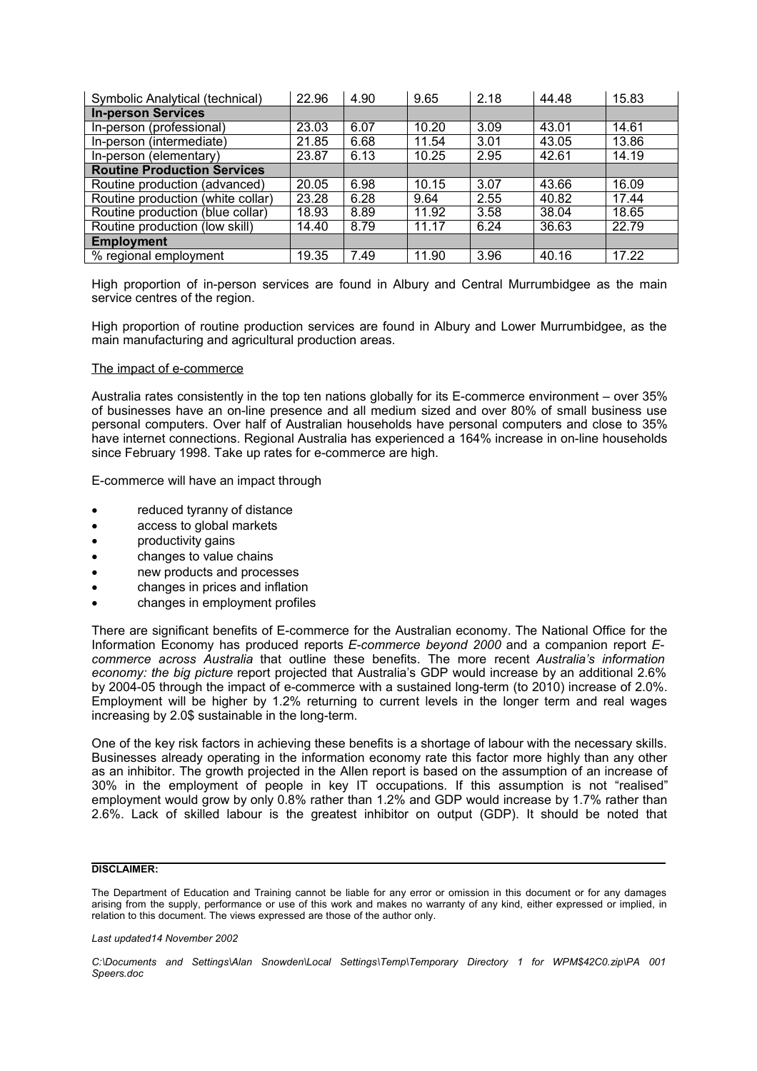| Symbolic Analytical (technical) | 22.96 | 4.90 | 9.65 | 2.18 | 44.48 | 15.83 |
|---|---|---|---|---|---|---|
| **In-person Services** | | | | | | |
| In-person (professional) | 23.03 | 6.07 | 10.20 | 3.09 | 43.01 | 14.61 |
| In-person (intermediate) | 21.85 | 6.68 | 11.54 | 3.01 | 43.05 | 13.86 |
| In-person (elementary) | 23.87 | 6.13 | 10.25 | 2.95 | 42.61 | 14.19 |
| **Routine Production Services** | | | | | | |
| Routine production (advanced) | 20.05 | 6.98 | 10.15 | 3.07 | 43.66 | 16.09 |
| Routine production (white collar) | 23.28 | 6.28 | 9.64 | 2.55 | 40.82 | 17.44 |
| Routine production (blue collar) | 18.93 | 8.89 | 11.92 | 3.58 | 38.04 | 18.65 |
| Routine production (low skill) | 14.40 | 8.79 | 11.17 | 6.24 | 36.63 | 22.79 |
| **Employment** | | | | | | |
| % regional employment | 19.35 | 7.49 | 11.90 | 3.96 | 40.16 | 17.22 |

High proportion of in-person services are found in Albury and Central Murrumbidgee as the main service centres of the region.

High proportion of routine production services are found in Albury and Lower Murrumbidgee, as the main manufacturing and agricultural production areas.

The impact of e-commerce

Australia rates consistently in the top ten nations globally for its E-commerce environment – over 35% of businesses have an on-line presence and all medium sized and over 80% of small business use personal computers. Over half of Australian households have personal computers and close to 35% have internet connections. Regional Australia has experienced a 164% increase in on-line households since February 1998. Take up rates for e-commerce are high.

E-commerce will have an impact through

- reduced tyranny of distance
- access to global markets
- productivity gains
- changes to value chains
- new products and processes
- changes in prices and inflation
- changes in employment profiles

There are significant benefits of E-commerce for the Australian economy. The National Office for the Information Economy has produced reports *E-commerce beyond 2000* and a companion report *E-commerce across Australia* that outline these benefits. The more recent *Australia's information economy: the big picture* report projected that Australia's GDP would increase by an additional 2.6% by 2004-05 through the impact of e-commerce with a sustained long-term (to 2010) increase of 2.0%. Employment will be higher by 1.2% returning to current levels in the longer term and real wages increasing by 2.0$ sustainable in the long-term.

One of the key risk factors in achieving these benefits is a shortage of labour with the necessary skills. Businesses already operating in the information economy rate this factor more highly than any other as an inhibitor. The growth projected in the Allen report is based on the assumption of an increase of 30% in the employment of people in key IT occupations. If this assumption is not "realised" employment would grow by only 0.8% rather than 1.2% and GDP would increase by 1.7% rather than 2.6%. Lack of skilled labour is the greatest inhibitor on output (GDP). It should be noted that

**DISCLAIMER:**

The Department of Education and Training cannot be liable for any error or omission in this document or for any damages arising from the supply, performance or use of this work and makes no warranty of any kind, either expressed or implied, in relation to this document. The views expressed are those of the author only.

*Last updated14 November 2002*

*C:\Documents and Settings\Alan Snowden\Local Settings\Temp\Temporary Directory 1 for WPM$42C0.zip\PA 001 Speers.doc*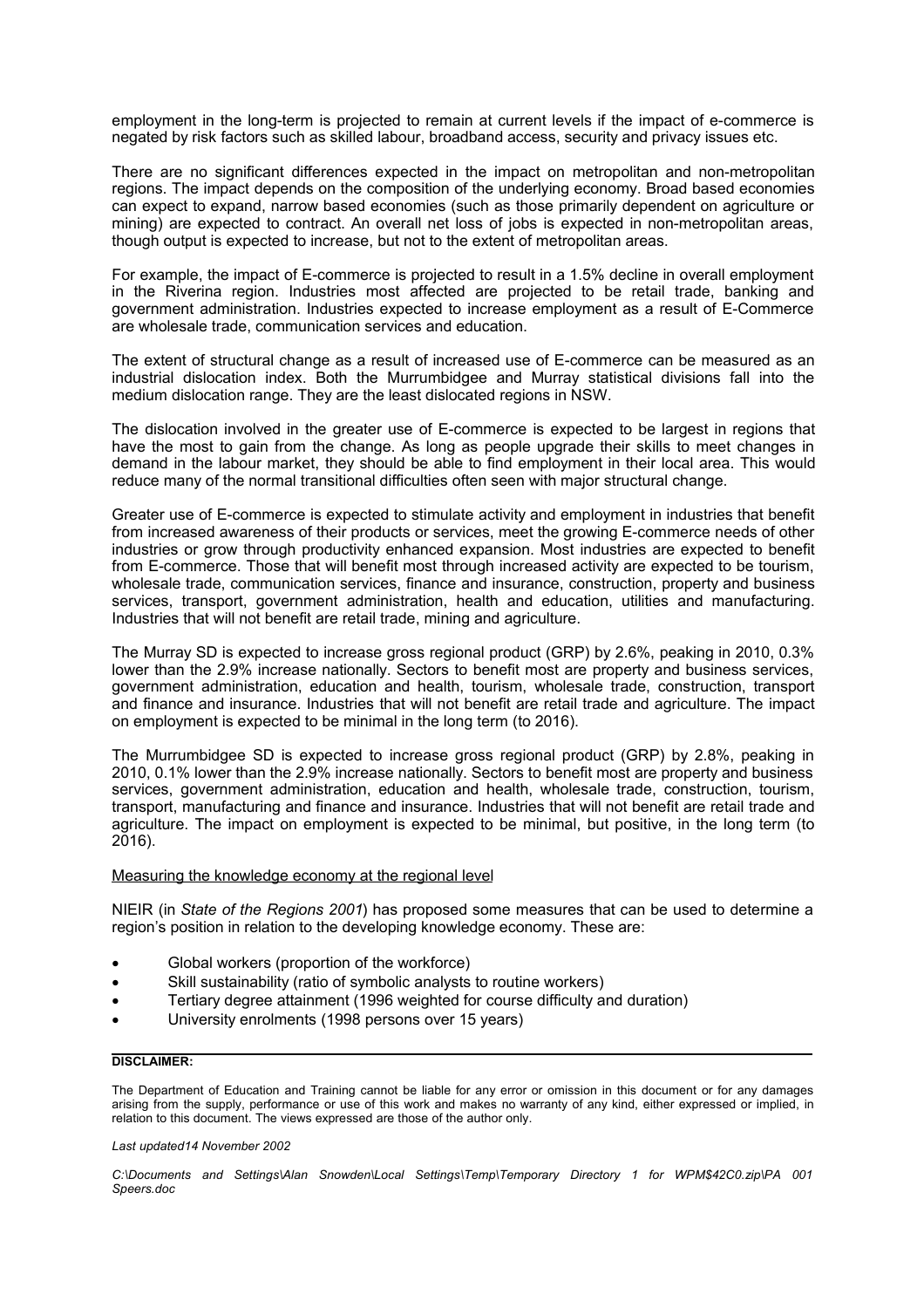employment in the long-term is projected to remain at current levels if the impact of e-commerce is negated by risk factors such as skilled labour, broadband access, security and privacy issues etc.

There are no significant differences expected in the impact on metropolitan and non-metropolitan regions. The impact depends on the composition of the underlying economy. Broad based economies can expect to expand, narrow based economies (such as those primarily dependent on agriculture or mining) are expected to contract. An overall net loss of jobs is expected in non-metropolitan areas, though output is expected to increase, but not to the extent of metropolitan areas.

For example, the impact of E-commerce is projected to result in a 1.5% decline in overall employment in the Riverina region. Industries most affected are projected to be retail trade, banking and government administration. Industries expected to increase employment as a result of E-Commerce are wholesale trade, communication services and education.

The extent of structural change as a result of increased use of E-commerce can be measured as an industrial dislocation index. Both the Murrumbidgee and Murray statistical divisions fall into the medium dislocation range. They are the least dislocated regions in NSW.

The dislocation involved in the greater use of E-commerce is expected to be largest in regions that have the most to gain from the change. As long as people upgrade their skills to meet changes in demand in the labour market, they should be able to find employment in their local area. This would reduce many of the normal transitional difficulties often seen with major structural change.

Greater use of E-commerce is expected to stimulate activity and employment in industries that benefit from increased awareness of their products or services, meet the growing E-commerce needs of other industries or grow through productivity enhanced expansion. Most industries are expected to benefit from E-commerce. Those that will benefit most through increased activity are expected to be tourism, wholesale trade, communication services, finance and insurance, construction, property and business services, transport, government administration, health and education, utilities and manufacturing. Industries that will not benefit are retail trade, mining and agriculture.

The Murray SD is expected to increase gross regional product (GRP) by 2.6%, peaking in 2010, 0.3% lower than the 2.9% increase nationally. Sectors to benefit most are property and business services, government administration, education and health, tourism, wholesale trade, construction, transport and finance and insurance. Industries that will not benefit are retail trade and agriculture. The impact on employment is expected to be minimal in the long term (to 2016).

The Murrumbidgee SD is expected to increase gross regional product (GRP) by 2.8%, peaking in 2010, 0.1% lower than the 2.9% increase nationally. Sectors to benefit most are property and business services, government administration, education and health, wholesale trade, construction, tourism, transport, manufacturing and finance and insurance. Industries that will not benefit are retail trade and agriculture. The impact on employment is expected to be minimal, but positive, in the long term (to 2016).

Measuring the knowledge economy at the regional level

NIEIR (in *State of the Regions 2001*) has proposed some measures that can be used to determine a region's position in relation to the developing knowledge economy. These are:

- Global workers (proportion of the workforce)
- Skill sustainability (ratio of symbolic analysts to routine workers)
- Tertiary degree attainment (1996 weighted for course difficulty and duration)
- University enrolments (1998 persons over 15 years)

---

**DISCLAIMER:**

The Department of Education and Training cannot be liable for any error or omission in this document or for any damages arising from the supply, performance or use of this work and makes no warranty of any kind, either expressed or implied, in relation to this document. The views expressed are those of the author only.

*Last updated14 November 2002*

*C:\Documents and Settings\Alan Snowden\Local Settings\Temp\Temporary Directory 1 for WPM$42C0.zip\PA 001 Speers.doc*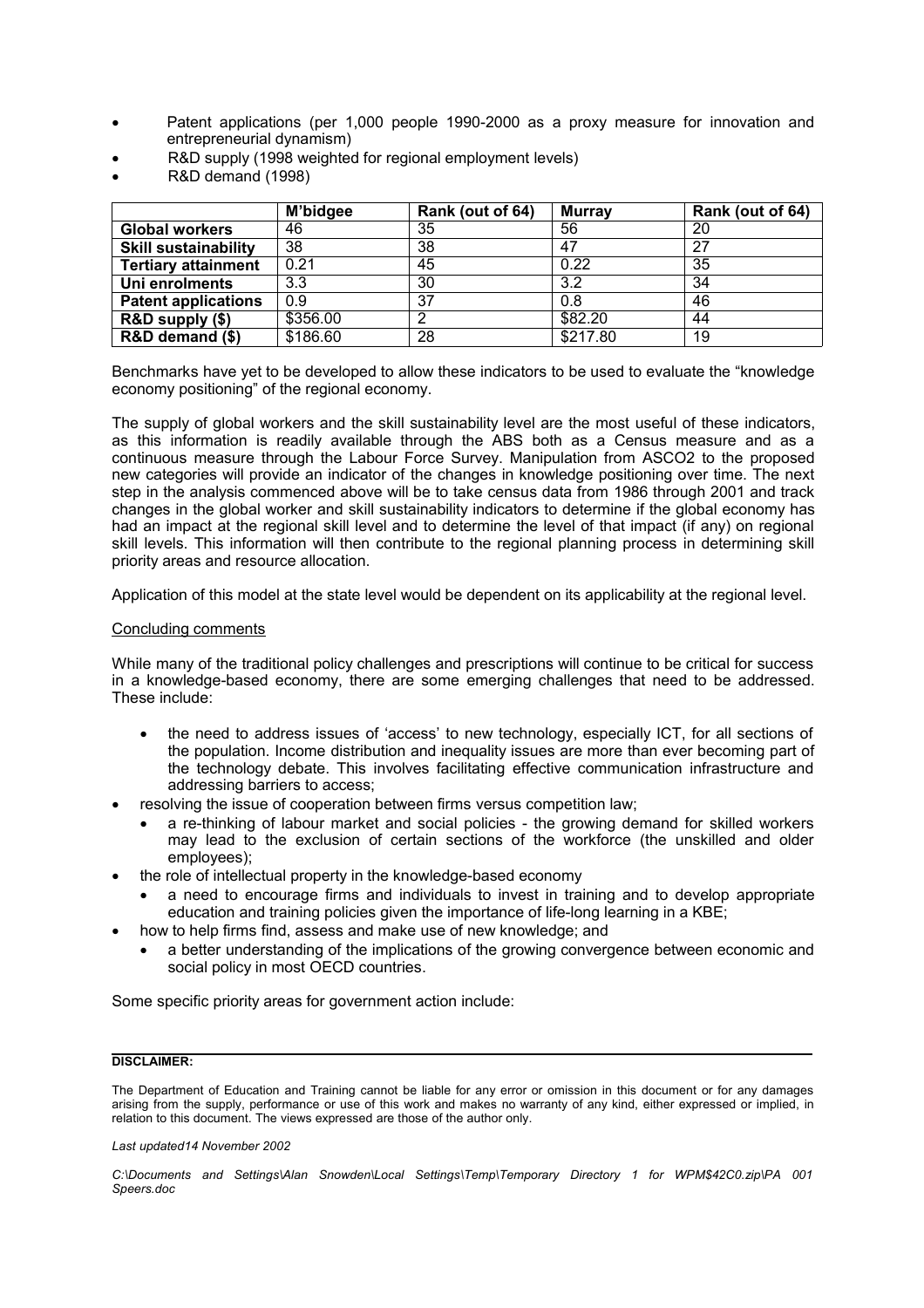- Patent applications (per 1,000 people 1990-2000 as a proxy measure for innovation and entrepreneurial dynamism)
- R&D supply (1998 weighted for regional employment levels)
- R&D demand (1998)

| | M'bidgee | Rank (out of 64) | Murray | Rank (out of 64) |
|---|---|---|---|---|
| **Global workers** | 46 | 35 | 56 | 20 |
| **Skill sustainability** | 38 | 38 | 47 | 27 |
| **Tertiary attainment** | 0.21 | 45 | 0.22 | 35 |
| **Uni enrolments** | 3.3 | 30 | 3.2 | 34 |
| **Patent applications** | 0.9 | 37 | 0.8 | 46 |
| **R&D supply ($)** | $356.00 | 2 | $82.20 | 44 |
| **R&D demand ($)** | $186.60 | 28 | $217.80 | 19 |

Benchmarks have yet to be developed to allow these indicators to be used to evaluate the "knowledge economy positioning" of the regional economy.

The supply of global workers and the skill sustainability level are the most useful of these indicators, as this information is readily available through the ABS both as a Census measure and as a continuous measure through the Labour Force Survey. Manipulation from ASCO2 to the proposed new categories will provide an indicator of the changes in knowledge positioning over time. The next step in the analysis commenced above will be to take census data from 1986 through 2001 and track changes in the global worker and skill sustainability indicators to determine if the global economy has had an impact at the regional skill level and to determine the level of that impact (if any) on regional skill levels. This information will then contribute to the regional planning process in determining skill priority areas and resource allocation.

Application of this model at the state level would be dependent on its applicability at the regional level.

Concluding comments

While many of the traditional policy challenges and prescriptions will continue to be critical for success in a knowledge-based economy, there are some emerging challenges that need to be addressed. These include:

- the need to address issues of 'access' to new technology, especially ICT, for all sections of the population. Income distribution and inequality issues are more than ever becoming part of the technology debate. This involves facilitating effective communication infrastructure and addressing barriers to access;
- resolving the issue of cooperation between firms versus competition law;
- a re-thinking of labour market and social policies - the growing demand for skilled workers may lead to the exclusion of certain sections of the workforce (the unskilled and older employees);
- the role of intellectual property in the knowledge-based economy
- a need to encourage firms and individuals to invest in training and to develop appropriate education and training policies given the importance of life-long learning in a KBE;
- how to help firms find, assess and make use of new knowledge; and
- a better understanding of the implications of the growing convergence between economic and social policy in most OECD countries.

Some specific priority areas for government action include:

**DISCLAIMER:**

The Department of Education and Training cannot be liable for any error or omission in this document or for any damages arising from the supply, performance or use of this work and makes no warranty of any kind, either expressed or implied, in relation to this document. The views expressed are those of the author only.

*Last updated14 November 2002*

*C:\Documents and Settings\Alan Snowden\Local Settings\Temp\Temporary Directory 1 for WPM$42C0.zip\PA 001 Speers.doc*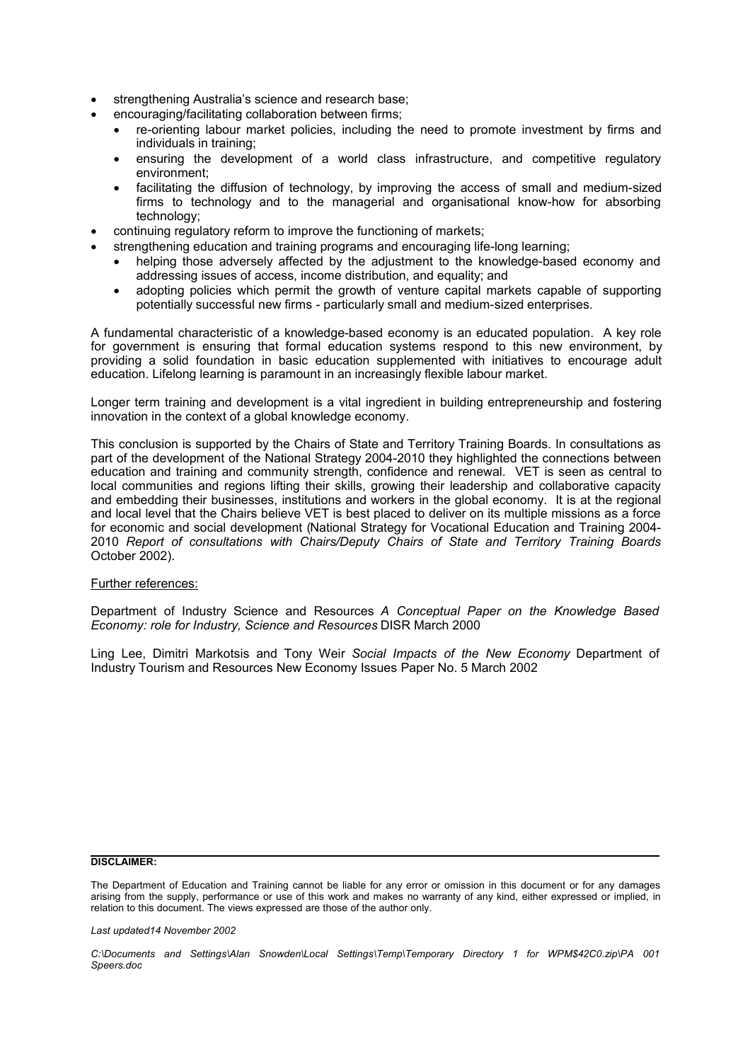- strengthening Australia's science and research base;
- encouraging/facilitating collaboration between firms;
  - re-orienting labour market policies, including the need to promote investment by firms and individuals in training;
  - ensuring the development of a world class infrastructure, and competitive regulatory environment;
  - facilitating the diffusion of technology, by improving the access of small and medium-sized firms to technology and to the managerial and organisational know-how for absorbing technology;
- continuing regulatory reform to improve the functioning of markets;
- strengthening education and training programs and encouraging life-long learning;
  - helping those adversely affected by the adjustment to the knowledge-based economy and addressing issues of access, income distribution, and equality; and
  - adopting policies which permit the growth of venture capital markets capable of supporting potentially successful new firms - particularly small and medium-sized enterprises.

A fundamental characteristic of a knowledge-based economy is an educated population. A key role for government is ensuring that formal education systems respond to this new environment, by providing a solid foundation in basic education supplemented with initiatives to encourage adult education. Lifelong learning is paramount in an increasingly flexible labour market.

Longer term training and development is a vital ingredient in building entrepreneurship and fostering innovation in the context of a global knowledge economy.

This conclusion is supported by the Chairs of State and Territory Training Boards. In consultations as part of the development of the National Strategy 2004-2010 they highlighted the connections between education and training and community strength, confidence and renewal. VET is seen as central to local communities and regions lifting their skills, growing their leadership and collaborative capacity and embedding their businesses, institutions and workers in the global economy. It is at the regional and local level that the Chairs believe VET is best placed to deliver on its multiple missions as a force for economic and social development (National Strategy for Vocational Education and Training 2004-2010 *Report of consultations with Chairs/Deputy Chairs of State and Territory Training Boards* October 2002).

Further references:

Department of Industry Science and Resources *A Conceptual Paper on the Knowledge Based Economy: role for Industry, Science and Resources* DISR March 2000

Ling Lee, Dimitri Markotsis and Tony Weir *Social Impacts of the New Economy* Department of Industry Tourism and Resources New Economy Issues Paper No. 5 March 2002

---

**DISCLAIMER:**

The Department of Education and Training cannot be liable for any error or omission in this document or for any damages arising from the supply, performance or use of this work and makes no warranty of any kind, either expressed or implied, in relation to this document. The views expressed are those of the author only.

*Last updated14 November 2002*

*C:\Documents and Settings\Alan Snowden\Local Settings\Temp\Temporary Directory 1 for WPM$42C0.zip\PA 001 Speers.doc*